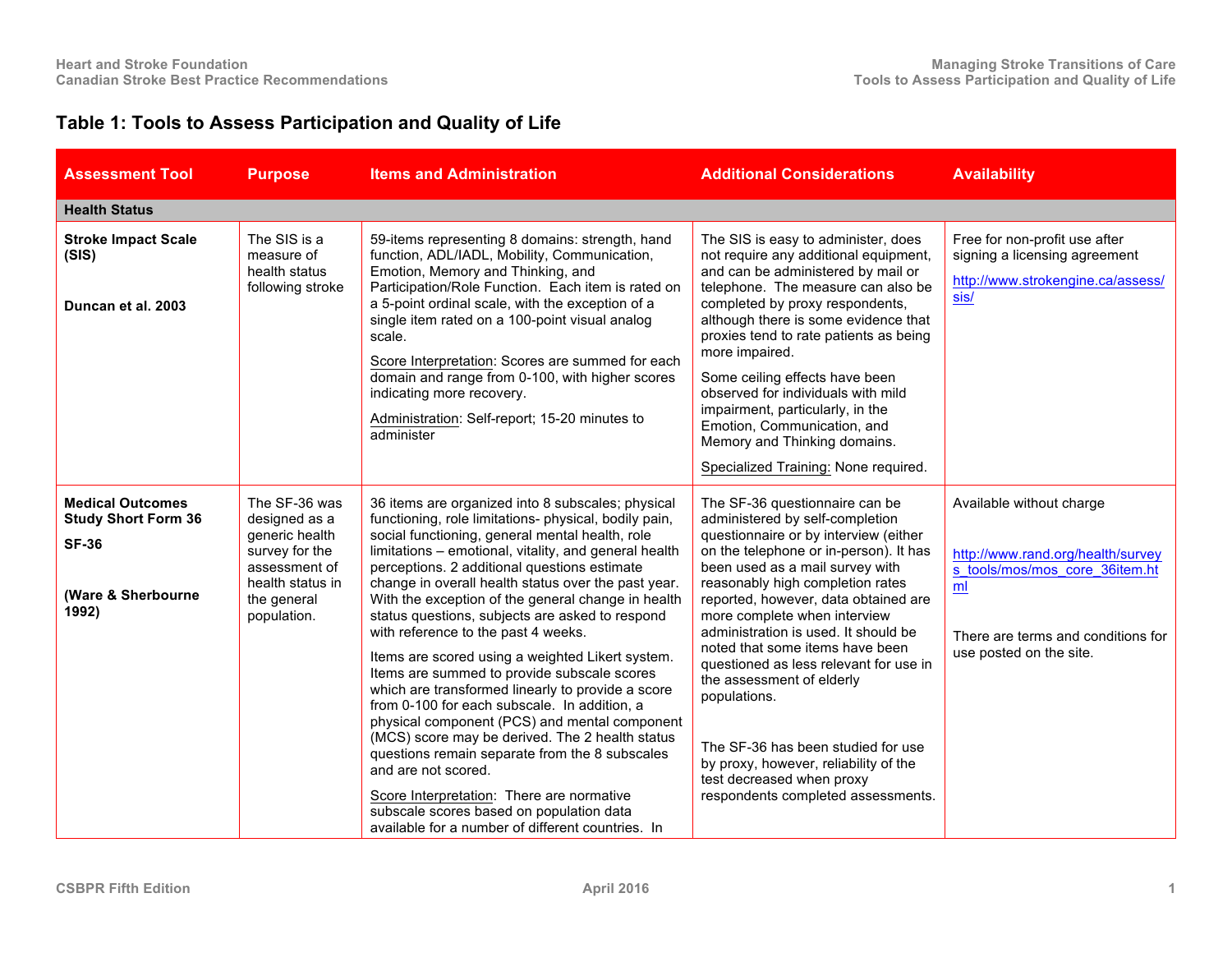# Table 1: Tools to Assess Participation and Quality of Life

| Assessment Tool | Purpose | Items and Administration | Additional Considerations | Availability |
|---|---|---|---|---|
| **Health Status** | | | | |
| **Stroke Impact Scale (SIS)**<br><br>**Duncan et al. 2003** | The SIS is a measure of health status following stroke | 59-items representing 8 domains: strength, hand function, ADL/IADL, Mobility, Communication, Emotion, Memory and Thinking, and Participation/Role Function. Each item is rated on a 5-point ordinal scale, with the exception of a single item rated on a 100-point visual analog scale.<br><br>Score Interpretation: Scores are summed for each domain and range from 0-100, with higher scores indicating more recovery.<br><br>Administration: Self-report; 15-20 minutes to administer | The SIS is easy to administer, does not require any additional equipment, and can be administered by mail or telephone. The measure can also be completed by proxy respondents, although there is some evidence that proxies tend to rate patients as being more impaired.<br><br>Some ceiling effects have been observed for individuals with mild impairment, particularly, in the Emotion, Communication, and Memory and Thinking domains.<br><br>Specialized Training: None required. | Free for non-profit use after signing a licensing agreement<br><br>http://www.strokengine.ca/assess/sis/ |
| **Medical Outcomes Study Short Form 36**<br><br>**SF-36**<br><br>**(Ware & Sherbourne 1992)** | The SF-36 was designed as a generic health survey for the assessment of health status in the general population. | 36 items are organized into 8 subscales; physical functioning, role limitations- physical, bodily pain, social functioning, general mental health, role limitations – emotional, vitality, and general health perceptions. 2 additional questions estimate change in overall health status over the past year. With the exception of the general change in health status questions, subjects are asked to respond with reference to the past 4 weeks.<br><br>Items are scored using a weighted Likert system. Items are summed to provide subscale scores which are transformed linearly to provide a score from 0-100 for each subscale. In addition, a physical component (PCS) and mental component (MCS) score may be derived. The 2 health status questions remain separate from the 8 subscales and are not scored.<br><br>Score Interpretation: There are normative subscale scores based on population data available for a number of different countries. In | The SF-36 questionnaire can be administered by self-completion questionnaire or by interview (either on the telephone or in-person). It has been used as a mail survey with reasonably high completion rates reported, however, data obtained are more complete when interview administration is used. It should be noted that some items have been questioned as less relevant for use in the assessment of elderly populations.<br><br>The SF-36 has been studied for use by proxy, however, reliability of the test decreased when proxy respondents completed assessments. | Available without charge<br><br>http://www.rand.org/health/surveys_tools/mos/mos_core_36item.html<br><br>There are terms and conditions for use posted on the site. |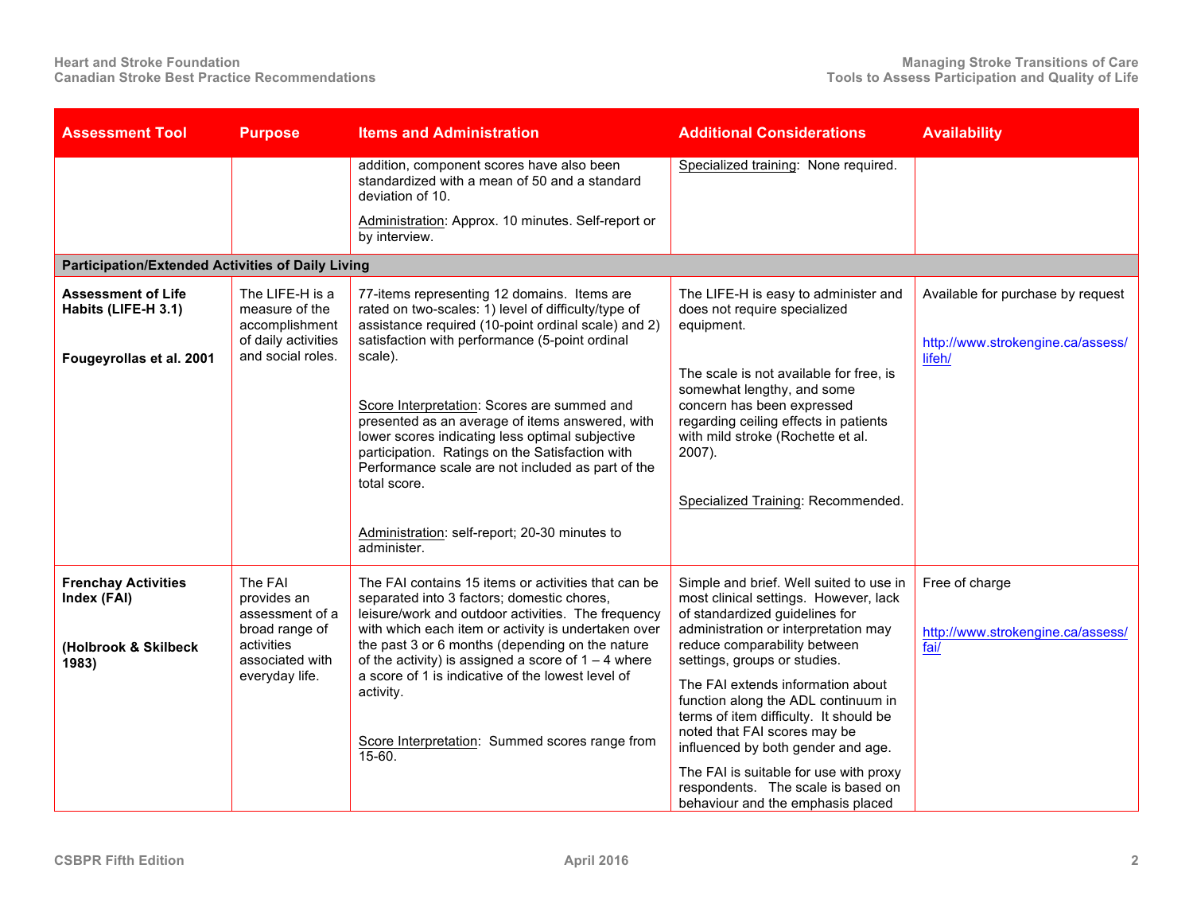| Assessment Tool | Purpose | Items and Administration | Additional Considerations | Availability |
|---|---|---|---|---|
| | | addition, component scores have also been standardized with a mean of 50 and a standard deviation of 10.<br><br>Administration: Approx. 10 minutes. Self-report or by interview. | Specialized training: None required. | |
| **Participation/Extended Activities of Daily Living** | | | | |
| **Assessment of Life Habits (LIFE-H 3.1)**<br><br>**Fougeyrollas et al. 2001** | The LIFE-H is a measure of the accomplishment of daily activities and social roles. | 77-items representing 12 domains. Items are rated on two-scales: 1) level of difficulty/type of assistance required (10-point ordinal scale) and 2) satisfaction with performance (5-point ordinal scale).<br><br>Score Interpretation: Scores are summed and presented as an average of items answered, with lower scores indicating less optimal subjective participation. Ratings on the Satisfaction with Performance scale are not included as part of the total score.<br><br>Administration: self-report; 20-30 minutes to administer. | The LIFE-H is easy to administer and does not require specialized equipment.<br><br>The scale is not available for free, is somewhat lengthy, and some concern has been expressed regarding ceiling effects in patients with mild stroke (Rochette et al. 2007).<br><br>Specialized Training: Recommended. | Available for purchase by request<br><br>http://www.strokengine.ca/assess/lifeh/ |
| **Frenchay Activities Index (FAI)**<br><br>**(Holbrook & Skilbeck 1983)** | The FAI provides an assessment of a broad range of activities associated with everyday life. | The FAI contains 15 items or activities that can be separated into 3 factors; domestic chores, leisure/work and outdoor activities. The frequency with which each item or activity is undertaken over the past 3 or 6 months (depending on the nature of the activity) is assigned a score of 1 – 4 where a score of 1 is indicative of the lowest level of activity.<br><br>Score Interpretation: Summed scores range from 15-60. | Simple and brief. Well suited to use in most clinical settings. However, lack of standardized guidelines for administration or interpretation may reduce comparability between settings, groups or studies.<br><br>The FAI extends information about function along the ADL continuum in terms of item difficulty. It should be noted that FAI scores may be influenced by both gender and age.<br><br>The FAI is suitable for use with proxy respondents. The scale is based on behaviour and the emphasis placed | Free of charge<br><br>http://www.strokengine.ca/assess/fai/ |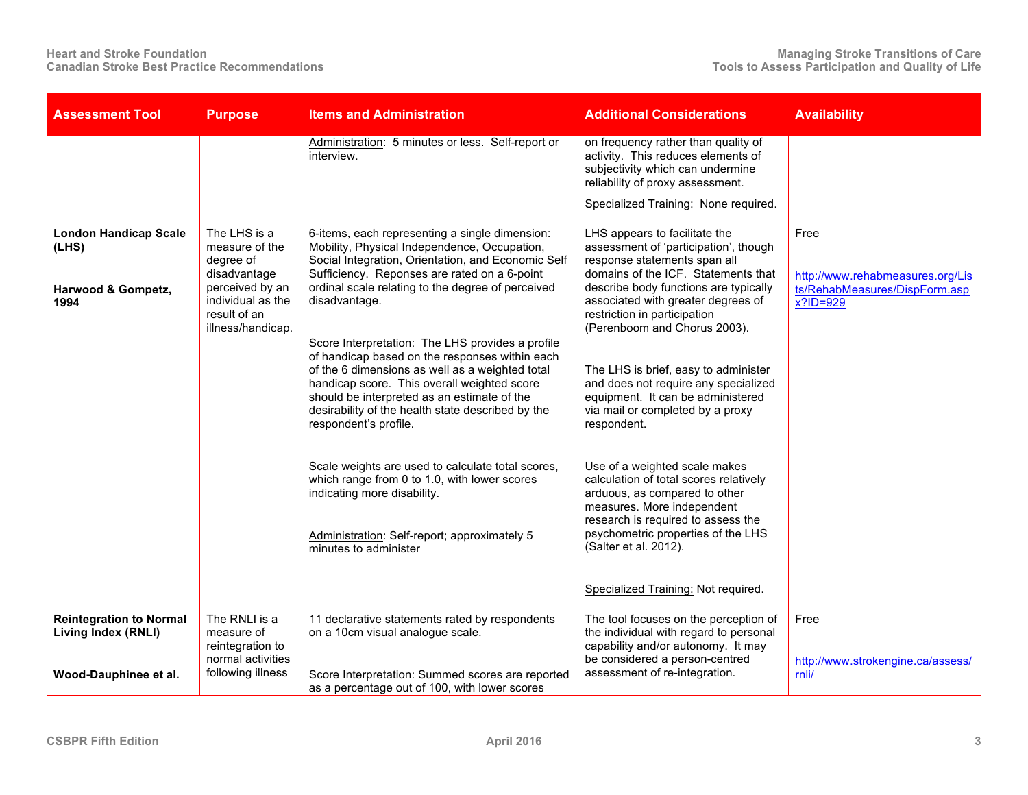| Assessment Tool | Purpose | Items and Administration | Additional Considerations | Availability |
|---|---|---|---|---|
| | | Administration: 5 minutes or less. Self-report or interview. | on frequency rather than quality of activity. This reduces elements of subjectivity which can undermine reliability of proxy assessment.<br><br>Specialized Training: None required. | |
| **London Handicap Scale (LHS)**<br><br>**Harwood & Gompetz, 1994** | The LHS is a measure of the degree of disadvantage perceived by an individual as the result of an illness/handicap. | 6-items, each representing a single dimension: Mobility, Physical Independence, Occupation, Social Integration, Orientation, and Economic Self Sufficiency. Reponses are rated on a 6-point ordinal scale relating to the degree of perceived disadvantage.<br><br>Score Interpretation: The LHS provides a profile of handicap based on the responses within each of the 6 dimensions as well as a weighted total handicap score. This overall weighted score should be interpreted as an estimate of the desirability of the health state described by the respondent's profile.<br><br>Scale weights are used to calculate total scores, which range from 0 to 1.0, with lower scores indicating more disability.<br><br>Administration: Self-report; approximately 5 minutes to administer | LHS appears to facilitate the assessment of 'participation', though response statements span all domains of the ICF. Statements that describe body functions are typically associated with greater degrees of restriction in participation (Perenboom and Chorus 2003).<br><br>The LHS is brief, easy to administer and does not require any specialized equipment. It can be administered via mail or completed by a proxy respondent.<br><br>Use of a weighted scale makes calculation of total scores relatively arduous, as compared to other measures. More independent research is required to assess the psychometric properties of the LHS (Salter et al. 2012).<br><br>Specialized Training: Not required. | Free<br><br>http://www.rehabmeasures.org/Lists/RehabMeasures/DispForm.aspx?ID=929 |
| **Reintegration to Normal Living Index (RNLI)**<br><br>**Wood-Dauphinee et al.** | The RNLI is a measure of reintegration to normal activities following illness | 11 declarative statements rated by respondents on a 10cm visual analogue scale.<br><br>Score Interpretation: Summed scores are reported as a percentage out of 100, with lower scores | The tool focuses on the perception of the individual with regard to personal capability and/or autonomy. It may be considered a person-centred assessment of re-integration. | Free<br><br>http://www.strokengine.ca/assess/rnli/ |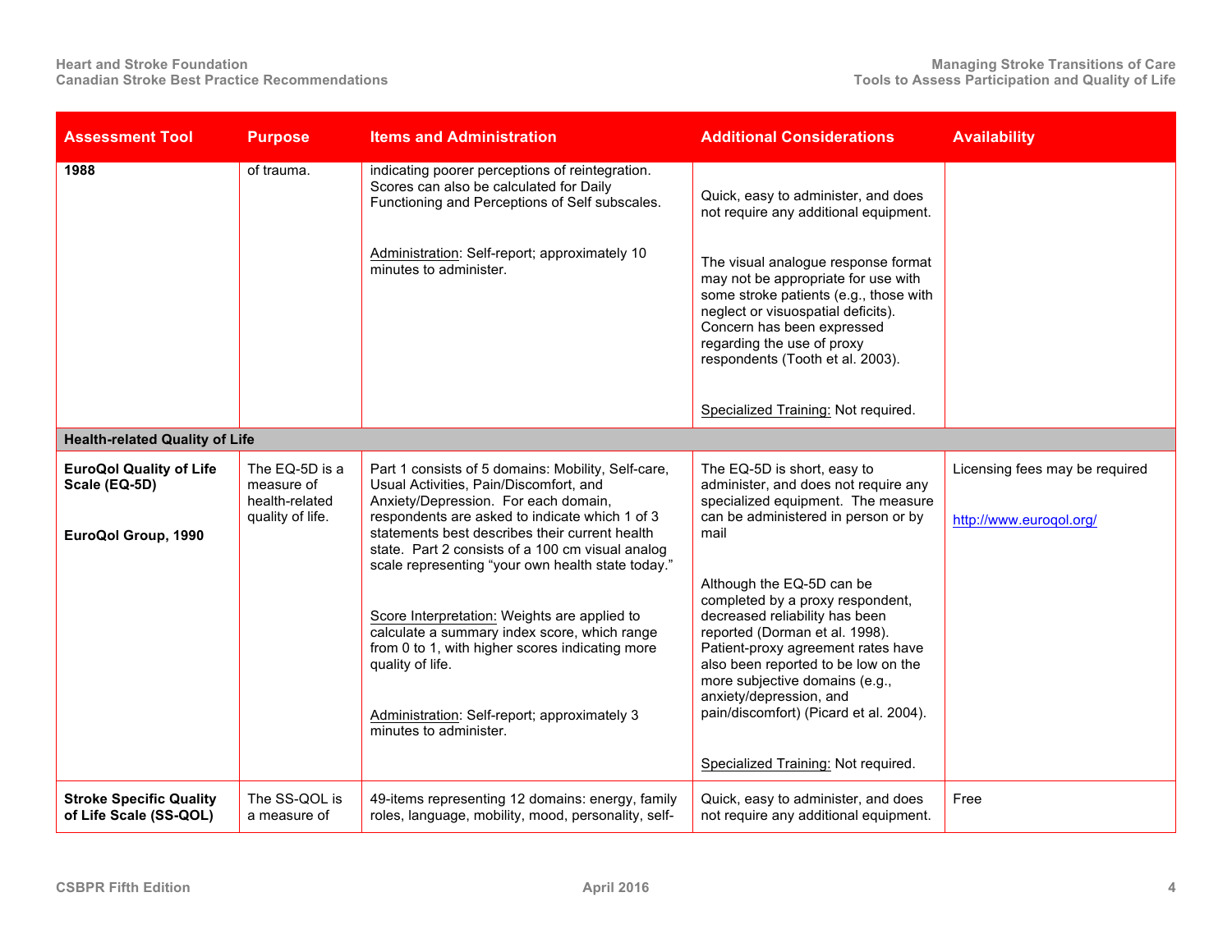| Assessment Tool | Purpose | Items and Administration | Additional Considerations | Availability |
|---|---|---|---|---|
| **1988** | of trauma. | indicating poorer perceptions of reintegration. Scores can also be calculated for Daily Functioning and Perceptions of Self subscales.<br><br>Administration: Self-report; approximately 10 minutes to administer. | Quick, easy to administer, and does not require any additional equipment.<br><br>The visual analogue response format may not be appropriate for use with some stroke patients (e.g., those with neglect or visuospatial deficits). Concern has been expressed regarding the use of proxy respondents (Tooth et al. 2003).<br><br>Specialized Training: Not required. | |
| **Health-related Quality of Life** | | | | |
| **EuroQol Quality of Life Scale (EQ-5D)**<br><br>**EuroQol Group, 1990** | The EQ-5D is a measure of health-related quality of life. | Part 1 consists of 5 domains: Mobility, Self-care, Usual Activities, Pain/Discomfort, and Anxiety/Depression. For each domain, respondents are asked to indicate which 1 of 3 statements best describes their current health state. Part 2 consists of a 100 cm visual analog scale representing "your own health state today."<br><br>Score Interpretation: Weights are applied to calculate a summary index score, which range from 0 to 1, with higher scores indicating more quality of life.<br><br>Administration: Self-report; approximately 3 minutes to administer. | The EQ-5D is short, easy to administer, and does not require any specialized equipment. The measure can be administered in person or by mail<br><br>Although the EQ-5D can be completed by a proxy respondent, decreased reliability has been reported (Dorman et al. 1998). Patient-proxy agreement rates have also been reported to be low on the more subjective domains (e.g., anxiety/depression, and pain/discomfort) (Picard et al. 2004).<br><br>Specialized Training: Not required. | Licensing fees may be required<br><br>http://www.euroqol.org/ |
| **Stroke Specific Quality of Life Scale (SS-QOL)** | The SS-QOL is a measure of | 49-items representing 12 domains: energy, family roles, language, mobility, mood, personality, self- | Quick, easy to administer, and does not require any additional equipment. | Free |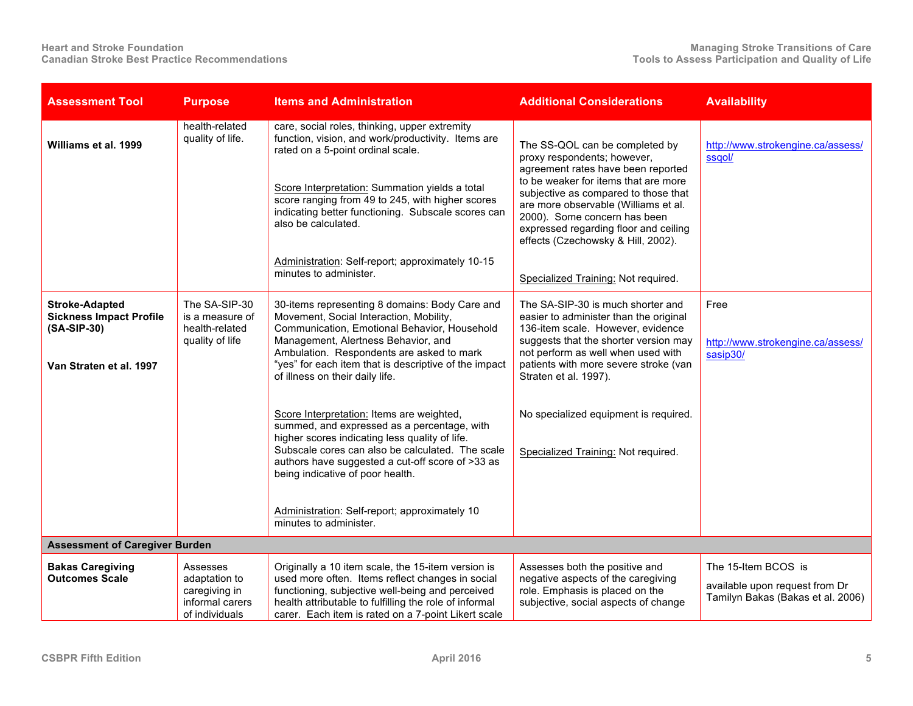| Assessment Tool | Purpose | Items and Administration | Additional Considerations | Availability |
|---|---|---|---|---|
| **Williams et al. 1999** | health-related quality of life. | care, social roles, thinking, upper extremity function, vision, and work/productivity. Items are rated on a 5-point ordinal scale.<br><br>Score Interpretation: Summation yields a total score ranging from 49 to 245, with higher scores indicating better functioning. Subscale scores can also be calculated.<br><br>Administration: Self-report; approximately 10-15 minutes to administer. | The SS-QOL can be completed by proxy respondents; however, agreement rates have been reported to be weaker for items that are more subjective as compared to those that are more observable (Williams et al. 2000). Some concern has been expressed regarding floor and ceiling effects (Czechowsky & Hill, 2002).<br><br>Specialized Training: Not required. | http://www.strokengine.ca/assess/ssqol/ |
| **Stroke-Adapted Sickness Impact Profile (SA-SIP-30)**<br><br>**Van Straten et al. 1997** | The SA-SIP-30 is a measure of health-related quality of life | 30-items representing 8 domains: Body Care and Movement, Social Interaction, Mobility, Communication, Emotional Behavior, Household Management, Alertness Behavior, and Ambulation. Respondents are asked to mark "yes" for each item that is descriptive of the impact of illness on their daily life.<br><br>Score Interpretation: Items are weighted, summed, and expressed as a percentage, with higher scores indicating less quality of life. Subscale cores can also be calculated. The scale authors have suggested a cut-off score of >33 as being indicative of poor health.<br><br>Administration: Self-report; approximately 10 minutes to administer. | The SA-SIP-30 is much shorter and easier to administer than the original 136-item scale. However, evidence suggests that the shorter version may not perform as well when used with patients with more severe stroke (van Straten et al. 1997).<br><br>No specialized equipment is required.<br><br>Specialized Training: Not required. | Free<br><br>http://www.strokengine.ca/assess/sasip30/ |
| **Assessment of Caregiver Burden** | | | | |
| **Bakas Caregiving Outcomes Scale** | Assesses adaptation to caregiving in informal carers of individuals | Originally a 10 item scale, the 15-item version is used more often. Items reflect changes in social functioning, subjective well-being and perceived health attributable to fulfilling the role of informal carer. Each item is rated on a 7-point Likert scale | Assesses both the positive and negative aspects of the caregiving role. Emphasis is placed on the subjective, social aspects of change | The 15-Item BCOS is<br><br>available upon request from Dr Tamilyn Bakas (Bakas et al. 2006) |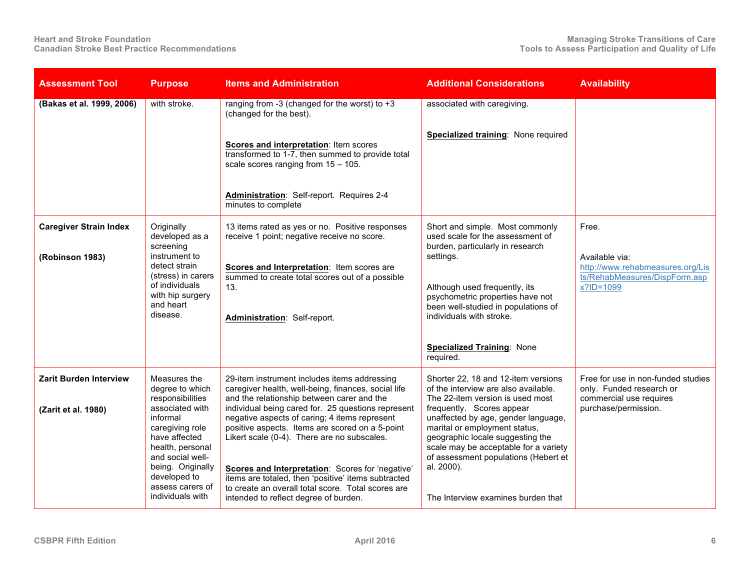| Assessment Tool | Purpose | Items and Administration | Additional Considerations | Availability |
|---|---|---|---|---|
| **(Bakas et al. 1999, 2006)** | with stroke. | ranging from -3 (changed for the worst) to +3 (changed for the best).<br><br>**Scores and interpretation**: Item scores transformed to 1-7, then summed to provide total scale scores ranging from 15 – 105.<br><br>**Administration**: Self-report. Requires 2-4 minutes to complete | associated with caregiving.<br><br>**Specialized training**: None required | |
| **Caregiver Strain Index**<br><br>**(Robinson 1983)** | Originally developed as a screening instrument to detect strain (stress) in carers of individuals with hip surgery and heart disease. | 13 items rated as yes or no. Positive responses receive 1 point; negative receive no score.<br><br>**Scores and Interpretation**: Item scores are summed to create total scores out of a possible 13.<br><br>**Administration**: Self-report. | Short and simple. Most commonly used scale for the assessment of burden, particularly in research settings.<br><br>Although used frequently, its psychometric properties have not been well-studied in populations of individuals with stroke.<br><br>**Specialized Training**: None required. | Free.<br><br>Available via: http://www.rehabmeasures.org/Lists/RehabMeasures/DispForm.aspx?ID=1099 |
| **Zarit Burden Interview**<br><br>**(Zarit et al. 1980)** | Measures the degree to which responsibilities associated with informal caregiving role have affected health, personal and social well-being. Originally developed to assess carers of individuals with | 29-item instrument includes items addressing caregiver health, well-being, finances, social life and the relationship between carer and the individual being cared for. 25 questions represent negative aspects of caring; 4 items represent positive aspects. Items are scored on a 5-point Likert scale (0-4). There are no subscales.<br><br>**Scores and Interpretation**: Scores for 'negative' items are totaled, then 'positive' items subtracted to create an overall total score. Total scores are intended to reflect degree of burden. | Shorter 22, 18 and 12-item versions of the interview are also available. The 22-item version is used most frequently. Scores appear unaffected by age, gender language, marital or employment status, geographic locale suggesting the scale may be acceptable for a variety of assessment populations (Hebert et al. 2000).<br><br>The Interview examines burden that | Free for use in non-funded studies only. Funded research or commercial use requires purchase/permission. |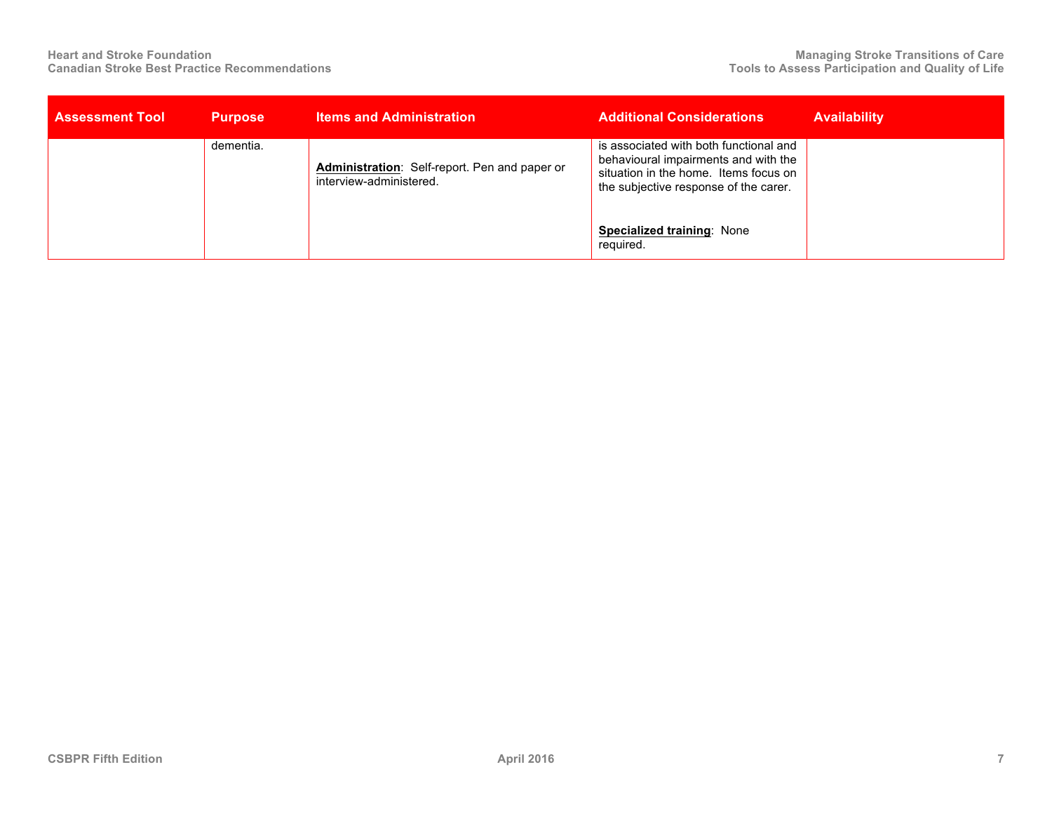| Assessment Tool | Purpose | Items and Administration | Additional Considerations | Availability |
|---|---|---|---|---|
| | dementia. | **Administration**: Self-report. Pen and paper or interview-administered. | is associated with both functional and behavioural impairments and with the situation in the home. Items focus on the subjective response of the carer.<br><br>**Specialized training**: None required. | |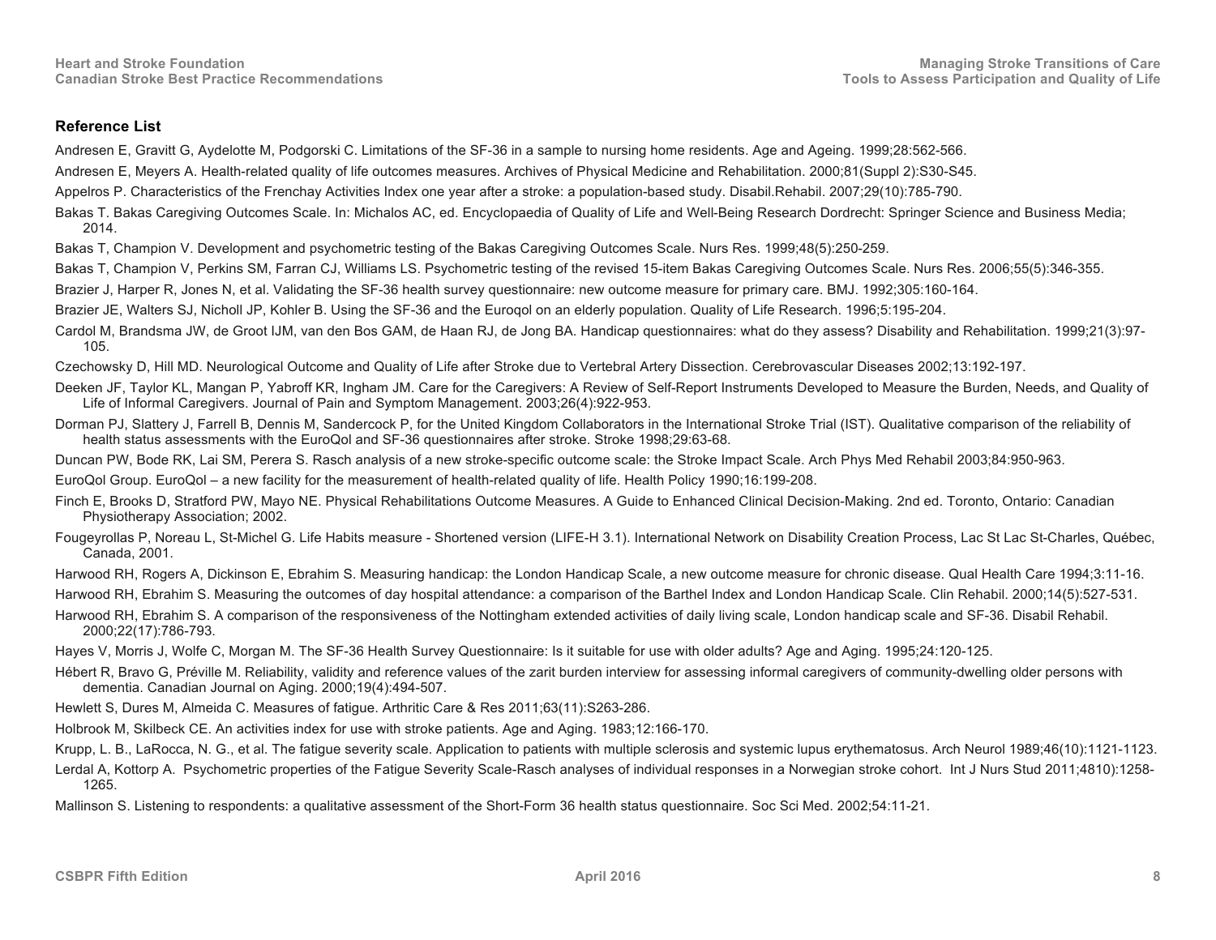## Reference List

Andresen E, Gravitt G, Aydelotte M, Podgorski C. Limitations of the SF-36 in a sample to nursing home residents. Age and Ageing. 1999;28:562-566.

Andresen E, Meyers A. Health-related quality of life outcomes measures. Archives of Physical Medicine and Rehabilitation. 2000;81(Suppl 2):S30-S45.

Appelros P. Characteristics of the Frenchay Activities Index one year after a stroke: a population-based study. Disabil.Rehabil. 2007;29(10):785-790.

Bakas T. Bakas Caregiving Outcomes Scale. In: Michalos AC, ed. Encyclopaedia of Quality of Life and Well-Being Research Dordrecht: Springer Science and Business Media; 2014.

Bakas T, Champion V. Development and psychometric testing of the Bakas Caregiving Outcomes Scale. Nurs Res. 1999;48(5):250-259.

Bakas T, Champion V, Perkins SM, Farran CJ, Williams LS. Psychometric testing of the revised 15-item Bakas Caregiving Outcomes Scale. Nurs Res. 2006;55(5):346-355.

Brazier J, Harper R, Jones N, et al. Validating the SF-36 health survey questionnaire: new outcome measure for primary care. BMJ. 1992;305:160-164.

Brazier JE, Walters SJ, Nicholl JP, Kohler B. Using the SF-36 and the Euroqol on an elderly population. Quality of Life Research. 1996;5:195-204.

Cardol M, Brandsma JW, de Groot IJM, van den Bos GAM, de Haan RJ, de Jong BA. Handicap questionnaires: what do they assess? Disability and Rehabilitation. 1999;21(3):97-105.

Czechowsky D, Hill MD. Neurological Outcome and Quality of Life after Stroke due to Vertebral Artery Dissection. Cerebrovascular Diseases 2002;13:192-197.

Deeken JF, Taylor KL, Mangan P, Yabroff KR, Ingham JM. Care for the Caregivers: A Review of Self-Report Instruments Developed to Measure the Burden, Needs, and Quality of Life of Informal Caregivers. Journal of Pain and Symptom Management. 2003;26(4):922-953.

Dorman PJ, Slattery J, Farrell B, Dennis M, Sandercock P, for the United Kingdom Collaborators in the International Stroke Trial (IST). Qualitative comparison of the reliability of health status assessments with the EuroQol and SF-36 questionnaires after stroke. Stroke 1998;29:63-68.

Duncan PW, Bode RK, Lai SM, Perera S. Rasch analysis of a new stroke-specific outcome scale: the Stroke Impact Scale. Arch Phys Med Rehabil 2003;84:950-963.

EuroQol Group. EuroQol – a new facility for the measurement of health-related quality of life. Health Policy 1990;16:199-208.

Finch E, Brooks D, Stratford PW, Mayo NE. Physical Rehabilitations Outcome Measures. A Guide to Enhanced Clinical Decision-Making. 2nd ed. Toronto, Ontario: Canadian Physiotherapy Association; 2002.

Fougeyrollas P, Noreau L, St-Michel G. Life Habits measure - Shortened version (LIFE-H 3.1). International Network on Disability Creation Process, Lac St Lac St-Charles, Québec, Canada, 2001.

Harwood RH, Rogers A, Dickinson E, Ebrahim S. Measuring handicap: the London Handicap Scale, a new outcome measure for chronic disease. Qual Health Care 1994;3:11-16.

Harwood RH, Ebrahim S. Measuring the outcomes of day hospital attendance: a comparison of the Barthel Index and London Handicap Scale. Clin Rehabil. 2000;14(5):527-531.

Harwood RH, Ebrahim S. A comparison of the responsiveness of the Nottingham extended activities of daily living scale, London handicap scale and SF-36. Disabil Rehabil. 2000;22(17):786-793.

Hayes V, Morris J, Wolfe C, Morgan M. The SF-36 Health Survey Questionnaire: Is it suitable for use with older adults? Age and Aging. 1995;24:120-125.

Hébert R, Bravo G, Préville M. Reliability, validity and reference values of the zarit burden interview for assessing informal caregivers of community-dwelling older persons with dementia. Canadian Journal on Aging. 2000;19(4):494-507.

Hewlett S, Dures M, Almeida C. Measures of fatigue. Arthritic Care & Res 2011;63(11):S263-286.

Holbrook M, Skilbeck CE. An activities index for use with stroke patients. Age and Aging. 1983;12:166-170.

Krupp, L. B., LaRocca, N. G., et al. The fatigue severity scale. Application to patients with multiple sclerosis and systemic lupus erythematosus. Arch Neurol 1989;46(10):1121-1123.

Lerdal A, Kottorp A. Psychometric properties of the Fatigue Severity Scale-Rasch analyses of individual responses in a Norwegian stroke cohort. Int J Nurs Stud 2011;4810):1258-1265.

Mallinson S. Listening to respondents: a qualitative assessment of the Short-Form 36 health status questionnaire. Soc Sci Med. 2002;54:11-21.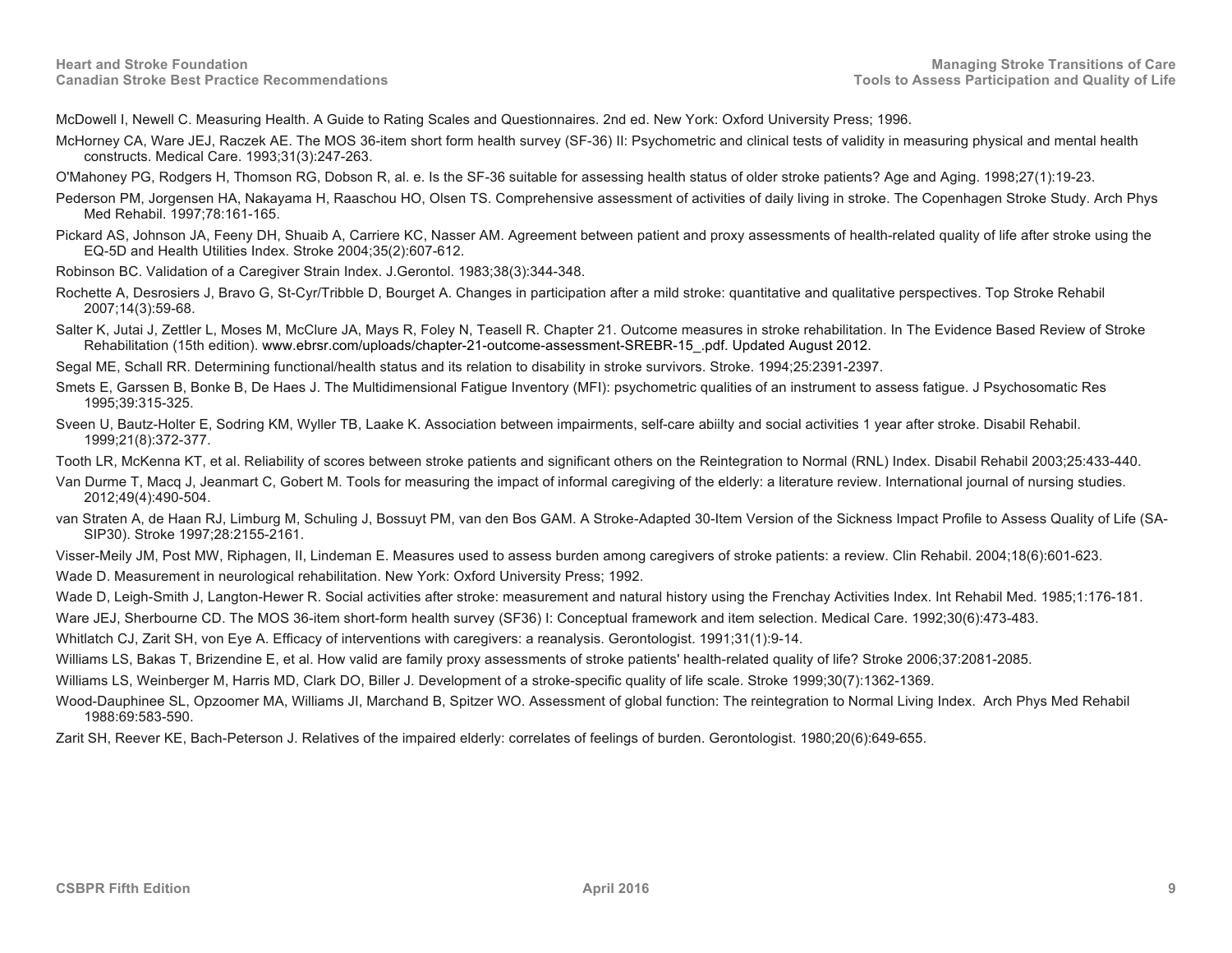McDowell I, Newell C. Measuring Health. A Guide to Rating Scales and Questionnaires. 2nd ed. New York: Oxford University Press; 1996.

McHorney CA, Ware JEJ, Raczek AE. The MOS 36-item short form health survey (SF-36) II: Psychometric and clinical tests of validity in measuring physical and mental health constructs. Medical Care. 1993;31(3):247-263.

O'Mahoney PG, Rodgers H, Thomson RG, Dobson R, al. e. Is the SF-36 suitable for assessing health status of older stroke patients? Age and Aging. 1998;27(1):19-23.

Pederson PM, Jorgensen HA, Nakayama H, Raaschou HO, Olsen TS. Comprehensive assessment of activities of daily living in stroke. The Copenhagen Stroke Study. Arch Phys Med Rehabil. 1997;78:161-165.

Pickard AS, Johnson JA, Feeny DH, Shuaib A, Carriere KC, Nasser AM. Agreement between patient and proxy assessments of health-related quality of life after stroke using the EQ-5D and Health Utilities Index. Stroke 2004;35(2):607-612.

Robinson BC. Validation of a Caregiver Strain Index. J.Gerontol. 1983;38(3):344-348.

Rochette A, Desrosiers J, Bravo G, St-Cyr/Tribble D, Bourget A. Changes in participation after a mild stroke: quantitative and qualitative perspectives. Top Stroke Rehabil 2007;14(3):59-68.

Salter K, Jutai J, Zettler L, Moses M, McClure JA, Mays R, Foley N, Teasell R. Chapter 21. Outcome measures in stroke rehabilitation. In The Evidence Based Review of Stroke Rehabilitation (15th edition). www.ebrsr.com/uploads/chapter-21-outcome-assessment-SREBR-15_.pdf. Updated August 2012.

Segal ME, Schall RR. Determining functional/health status and its relation to disability in stroke survivors. Stroke. 1994;25:2391-2397.

Smets E, Garssen B, Bonke B, De Haes J. The Multidimensional Fatigue Inventory (MFI): psychometric qualities of an instrument to assess fatigue. J Psychosomatic Res 1995;39:315-325.

Sveen U, Bautz-Holter E, Sodring KM, Wyller TB, Laake K. Association between impairments, self-care abiilty and social activities 1 year after stroke. Disabil Rehabil. 1999;21(8):372-377.

Tooth LR, McKenna KT, et al. Reliability of scores between stroke patients and significant others on the Reintegration to Normal (RNL) Index. Disabil Rehabil 2003;25:433-440.

Van Durme T, Macq J, Jeanmart C, Gobert M. Tools for measuring the impact of informal caregiving of the elderly: a literature review. International journal of nursing studies. 2012;49(4):490-504.

van Straten A, de Haan RJ, Limburg M, Schuling J, Bossuyt PM, van den Bos GAM. A Stroke-Adapted 30-Item Version of the Sickness Impact Profile to Assess Quality of Life (SA-SIP30). Stroke 1997;28:2155-2161.

Visser-Meily JM, Post MW, Riphagen, II, Lindeman E. Measures used to assess burden among caregivers of stroke patients: a review. Clin Rehabil. 2004;18(6):601-623.

Wade D. Measurement in neurological rehabilitation. New York: Oxford University Press; 1992.

Wade D, Leigh-Smith J, Langton-Hewer R. Social activities after stroke: measurement and natural history using the Frenchay Activities Index. Int Rehabil Med. 1985;1:176-181.

Ware JEJ, Sherbourne CD. The MOS 36-item short-form health survey (SF36) I: Conceptual framework and item selection. Medical Care. 1992;30(6):473-483.

Whitlatch CJ, Zarit SH, von Eye A. Efficacy of interventions with caregivers: a reanalysis. Gerontologist. 1991;31(1):9-14.

Williams LS, Bakas T, Brizendine E, et al. How valid are family proxy assessments of stroke patients' health-related quality of life? Stroke 2006;37:2081-2085.

Williams LS, Weinberger M, Harris MD, Clark DO, Biller J. Development of a stroke-specific quality of life scale. Stroke 1999;30(7):1362-1369.

Wood-Dauphinee SL, Opzoomer MA, Williams JI, Marchand B, Spitzer WO. Assessment of global function: The reintegration to Normal Living Index. Arch Phys Med Rehabil 1988:69:583-590.

Zarit SH, Reever KE, Bach-Peterson J. Relatives of the impaired elderly: correlates of feelings of burden. Gerontologist. 1980;20(6):649-655.